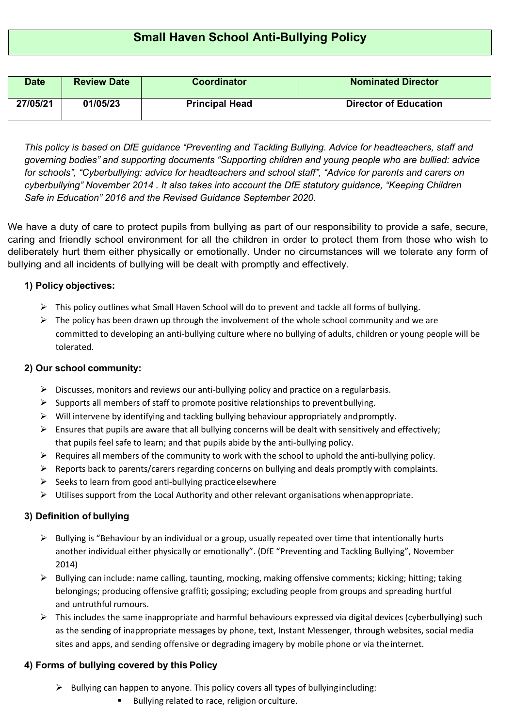# Small Haven School Anti-Bullying Policy

| Date | Review Date | Coordinator | Nominated Director |
|---|---|---|---|
| 27/05/21 | 01/05/23 | Principal Head | Director of Education |

*This policy is based on DfE guidance "Preventing and Tackling Bullying. Advice for headteachers, staff and governing bodies" and supporting documents "Supporting children and young people who are bullied: advice for schools", "Cyberbullying: advice for headteachers and school staff", "Advice for parents and carers on cyberbullying" November 2014 . It also takes into account the DfE statutory guidance, "Keeping Children Safe in Education" 2016 and the Revised Guidance September 2020.*

We have a duty of care to protect pupils from bullying as part of our responsibility to provide a safe, secure, caring and friendly school environment for all the children in order to protect them from those who wish to deliberately hurt them either physically or emotionally. Under no circumstances will we tolerate any form of bullying and all incidents of bullying will be dealt with promptly and effectively.

### 1) Policy objectives:

- This policy outlines what Small Haven School will do to prevent and tackle all forms of bullying.
- The policy has been drawn up through the involvement of the whole school community and we are committed to developing an anti-bullying culture where no bullying of adults, children or young people will be tolerated.

### 2) Our school community:

- Discusses, monitors and reviews our anti-bullying policy and practice on a regular basis.
- Supports all members of staff to promote positive relationships to prevent bullying.
- Will intervene by identifying and tackling bullying behaviour appropriately and promptly.
- Ensures that pupils are aware that all bullying concerns will be dealt with sensitively and effectively; that pupils feel safe to learn; and that pupils abide by the anti-bullying policy.
- Requires all members of the community to work with the school to uphold the anti-bullying policy.
- Reports back to parents/carers regarding concerns on bullying and deals promptly with complaints.
- Seeks to learn from good anti-bullying practice elsewhere
- Utilises support from the Local Authority and other relevant organisations when appropriate.

### 3) Definition of bullying

- Bullying is "Behaviour by an individual or a group, usually repeated over time that intentionally hurts another individual either physically or emotionally". (DfE "Preventing and Tackling Bullying", November 2014)
- Bullying can include: name calling, taunting, mocking, making offensive comments; kicking; hitting; taking belongings; producing offensive graffiti; gossiping; excluding people from groups and spreading hurtful and untruthful rumours.
- This includes the same inappropriate and harmful behaviours expressed via digital devices (cyberbullying) such as the sending of inappropriate messages by phone, text, Instant Messenger, through websites, social media sites and apps, and sending offensive or degrading imagery by mobile phone or via the internet.

### 4) Forms of bullying covered by this Policy

- Bullying can happen to anyone. This policy covers all types of bullying including:
  - Bullying related to race, religion or culture.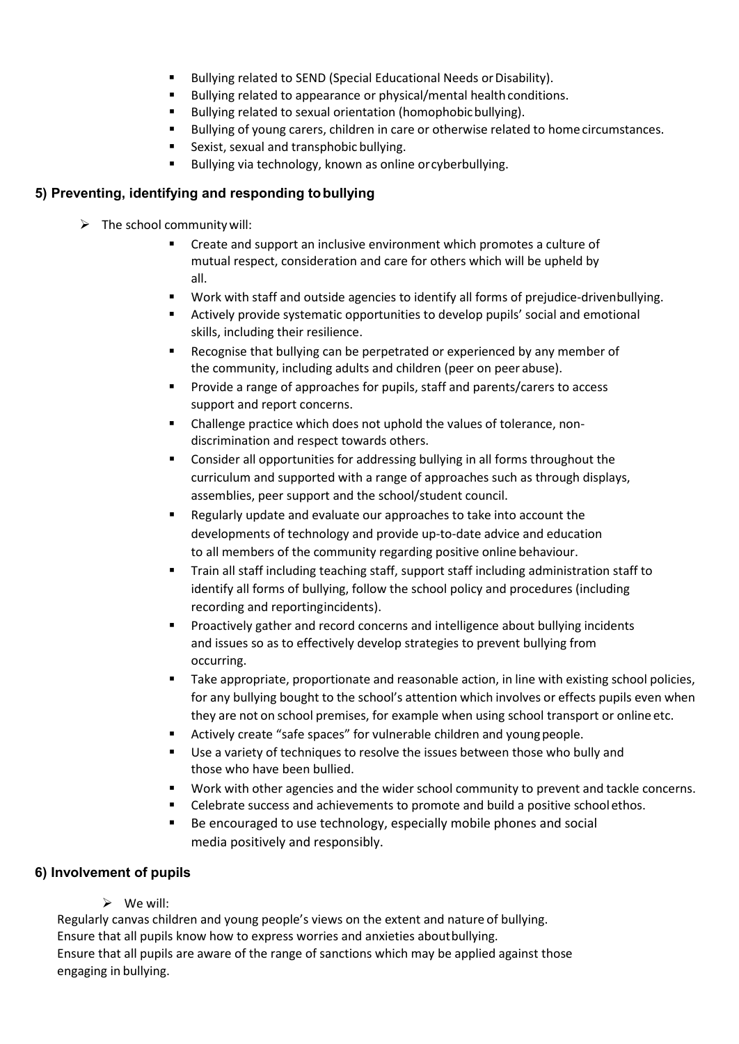- Bullying related to SEND (Special Educational Needs or Disability).
- Bullying related to appearance or physical/mental health conditions.
- Bullying related to sexual orientation (homophobic bullying).
- Bullying of young carers, children in care or otherwise related to home circumstances.
- Sexist, sexual and transphobic bullying.
- Bullying via technology, known as online or cyberbullying.

### 5) Preventing, identifying and responding to bullying

- The school community will:
  - Create and support an inclusive environment which promotes a culture of mutual respect, consideration and care for others which will be upheld by all.
  - Work with staff and outside agencies to identify all forms of prejudice-driven bullying.
  - Actively provide systematic opportunities to develop pupils' social and emotional skills, including their resilience.
  - Recognise that bullying can be perpetrated or experienced by any member of the community, including adults and children (peer on peer abuse).
  - Provide a range of approaches for pupils, staff and parents/carers to access support and report concerns.
  - Challenge practice which does not uphold the values of tolerance, non-discrimination and respect towards others.
  - Consider all opportunities for addressing bullying in all forms throughout the curriculum and supported with a range of approaches such as through displays, assemblies, peer support and the school/student council.
  - Regularly update and evaluate our approaches to take into account the developments of technology and provide up-to-date advice and education to all members of the community regarding positive online behaviour.
  - Train all staff including teaching staff, support staff including administration staff to identify all forms of bullying, follow the school policy and procedures (including recording and reporting incidents).
  - Proactively gather and record concerns and intelligence about bullying incidents and issues so as to effectively develop strategies to prevent bullying from occurring.
  - Take appropriate, proportionate and reasonable action, in line with existing school policies, for any bullying bought to the school's attention which involves or effects pupils even when they are not on school premises, for example when using school transport or online etc.
  - Actively create "safe spaces" for vulnerable children and young people.
  - Use a variety of techniques to resolve the issues between those who bully and those who have been bullied.
  - Work with other agencies and the wider school community to prevent and tackle concerns.
  - Celebrate success and achievements to promote and build a positive school ethos.
  - Be encouraged to use technology, especially mobile phones and social media positively and responsibly.

### 6) Involvement of pupils

- We will:

Regularly canvas children and young people's views on the extent and nature of bullying.
Ensure that all pupils know how to express worries and anxieties about bullying.
Ensure that all pupils are aware of the range of sanctions which may be applied against those engaging in bullying.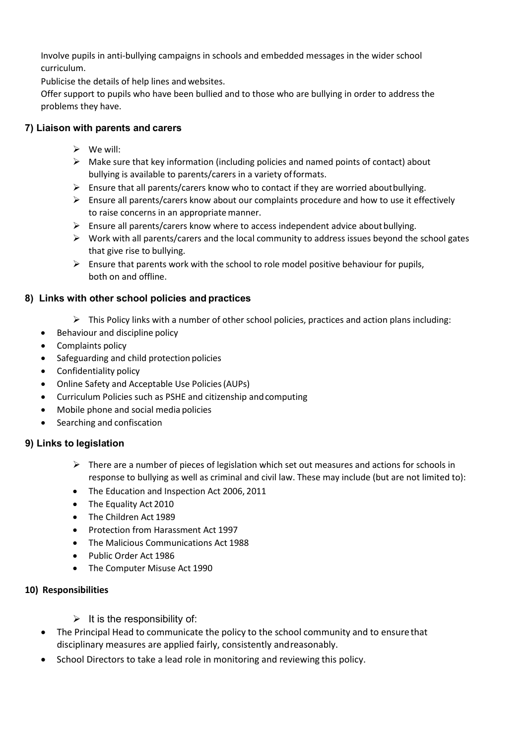Involve pupils in anti-bullying campaigns in schools and embedded messages in the wider school curriculum.

Publicise the details of help lines and websites.

Offer support to pupils who have been bullied and to those who are bullying in order to address the problems they have.

### 7) Liaison with parents and carers

- We will:
- Make sure that key information (including policies and named points of contact) about bullying is available to parents/carers in a variety of formats.
- Ensure that all parents/carers know who to contact if they are worried about bullying.
- Ensure all parents/carers know about our complaints procedure and how to use it effectively to raise concerns in an appropriate manner.
- Ensure all parents/carers know where to access independent advice about bullying.
- Work with all parents/carers and the local community to address issues beyond the school gates that give rise to bullying.
- Ensure that parents work with the school to role model positive behaviour for pupils, both on and offline.

### 8) Links with other school policies and practices

- This Policy links with a number of other school policies, practices and action plans including:
- Behaviour and discipline policy
- Complaints policy
- Safeguarding and child protection policies
- Confidentiality policy
- Online Safety and Acceptable Use Policies (AUPs)
- Curriculum Policies such as PSHE and citizenship and computing
- Mobile phone and social media policies
- Searching and confiscation

### 9) Links to legislation

- There are a number of pieces of legislation which set out measures and actions for schools in response to bullying as well as criminal and civil law. These may include (but are not limited to):
- The Education and Inspection Act 2006, 2011
- The Equality Act 2010
- The Children Act 1989
- Protection from Harassment Act 1997
- The Malicious Communications Act 1988
- Public Order Act 1986
- The Computer Misuse Act 1990

### 10) Responsibilities

- It is the responsibility of:
- The Principal Head to communicate the policy to the school community and to ensure that disciplinary measures are applied fairly, consistently and reasonably.
- School Directors to take a lead role in monitoring and reviewing this policy.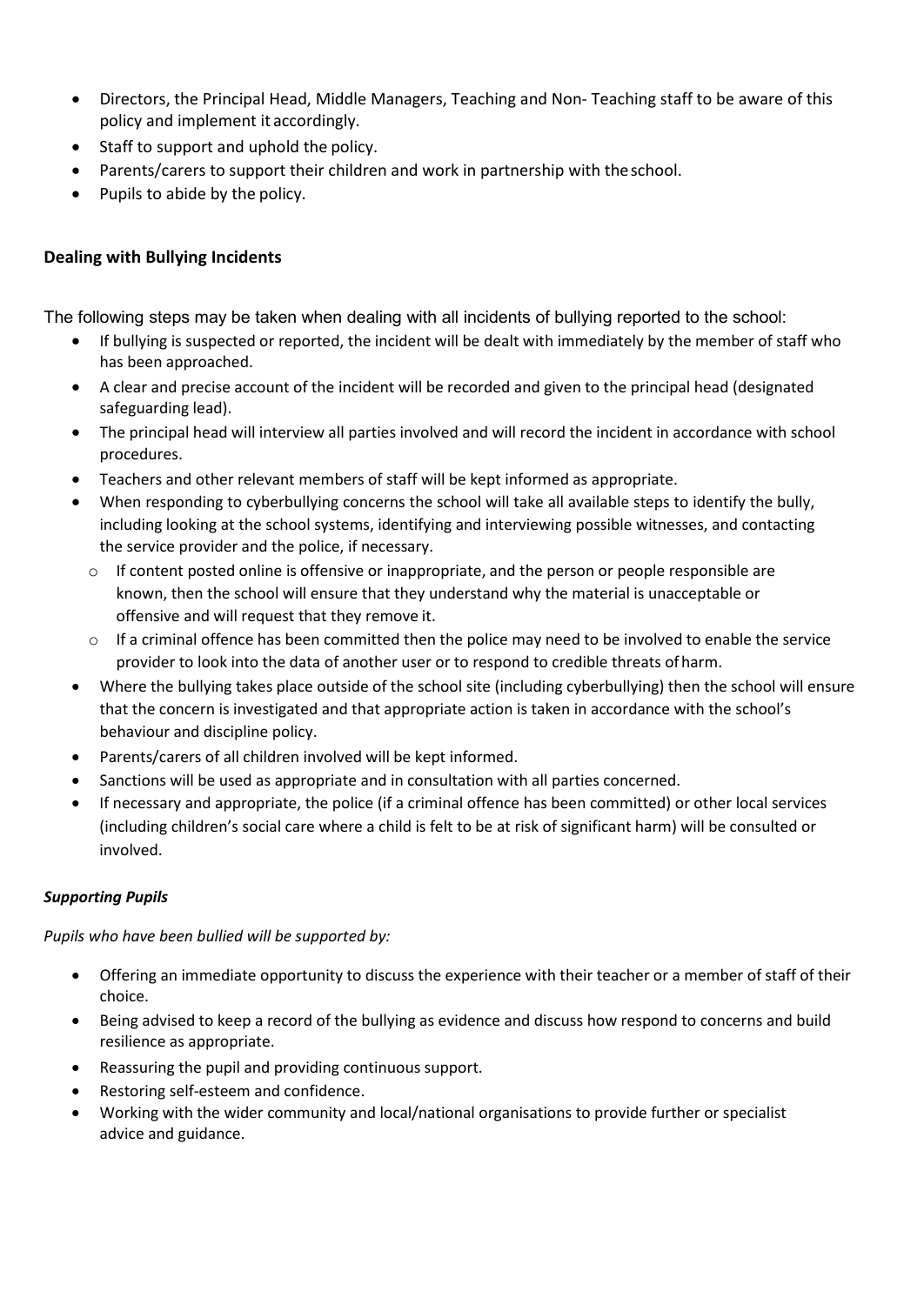- Directors, the Principal Head, Middle Managers, Teaching and Non- Teaching staff to be aware of this policy and implement it accordingly.
- Staff to support and uphold the policy.
- Parents/carers to support their children and work in partnership with the school.
- Pupils to abide by the policy.

## Dealing with Bullying Incidents

The following steps may be taken when dealing with all incidents of bullying reported to the school:

- If bullying is suspected or reported, the incident will be dealt with immediately by the member of staff who has been approached.
- A clear and precise account of the incident will be recorded and given to the principal head (designated safeguarding lead).
- The principal head will interview all parties involved and will record the incident in accordance with school procedures.
- Teachers and other relevant members of staff will be kept informed as appropriate.
- When responding to cyberbullying concerns the school will take all available steps to identify the bully, including looking at the school systems, identifying and interviewing possible witnesses, and contacting the service provider and the police, if necessary.
    - If content posted online is offensive or inappropriate, and the person or people responsible are known, then the school will ensure that they understand why the material is unacceptable or offensive and will request that they remove it.
    - If a criminal offence has been committed then the police may need to be involved to enable the service provider to look into the data of another user or to respond to credible threats of harm.
- Where the bullying takes place outside of the school site (including cyberbullying) then the school will ensure that the concern is investigated and that appropriate action is taken in accordance with the school's behaviour and discipline policy.
- Parents/carers of all children involved will be kept informed.
- Sanctions will be used as appropriate and in consultation with all parties concerned.
- If necessary and appropriate, the police (if a criminal offence has been committed) or other local services (including children's social care where a child is felt to be at risk of significant harm) will be consulted or involved.

### *Supporting Pupils*

*Pupils who have been bullied will be supported by:*

- Offering an immediate opportunity to discuss the experience with their teacher or a member of staff of their choice.
- Being advised to keep a record of the bullying as evidence and discuss how respond to concerns and build resilience as appropriate.
- Reassuring the pupil and providing continuous support.
- Restoring self-esteem and confidence.
- Working with the wider community and local/national organisations to provide further or specialist advice and guidance.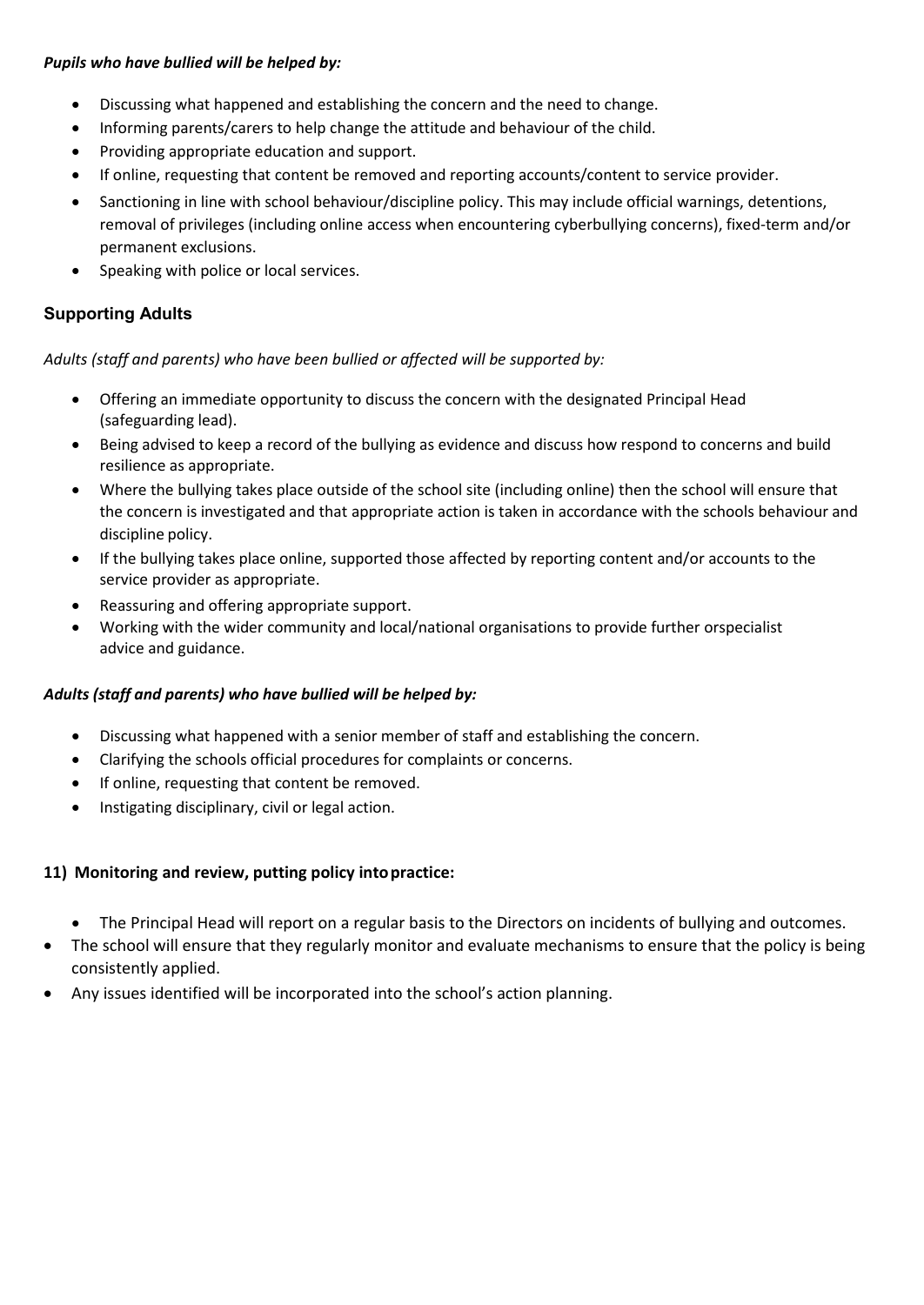***Pupils who have bullied will be helped by:***

- Discussing what happened and establishing the concern and the need to change.
- Informing parents/carers to help change the attitude and behaviour of the child.
- Providing appropriate education and support.
- If online, requesting that content be removed and reporting accounts/content to service provider.
- Sanctioning in line with school behaviour/discipline policy. This may include official warnings, detentions, removal of privileges (including online access when encountering cyberbullying concerns), fixed-term and/or permanent exclusions.
- Speaking with police or local services.

### Supporting Adults

*Adults (staff and parents) who have been bullied or affected will be supported by:*

- Offering an immediate opportunity to discuss the concern with the designated Principal Head (safeguarding lead).
- Being advised to keep a record of the bullying as evidence and discuss how respond to concerns and build resilience as appropriate.
- Where the bullying takes place outside of the school site (including online) then the school will ensure that the concern is investigated and that appropriate action is taken in accordance with the schools behaviour and discipline policy.
- If the bullying takes place online, supported those affected by reporting content and/or accounts to the service provider as appropriate.
- Reassuring and offering appropriate support.
- Working with the wider community and local/national organisations to provide further orspecialist advice and guidance.

***Adults (staff and parents) who have bullied will be helped by:***

- Discussing what happened with a senior member of staff and establishing the concern.
- Clarifying the schools official procedures for complaints or concerns.
- If online, requesting that content be removed.
- Instigating disciplinary, civil or legal action.

**11) Monitoring and review, putting policy intopractice:**

- The Principal Head will report on a regular basis to the Directors on incidents of bullying and outcomes.
- The school will ensure that they regularly monitor and evaluate mechanisms to ensure that the policy is being consistently applied.
- Any issues identified will be incorporated into the school's action planning.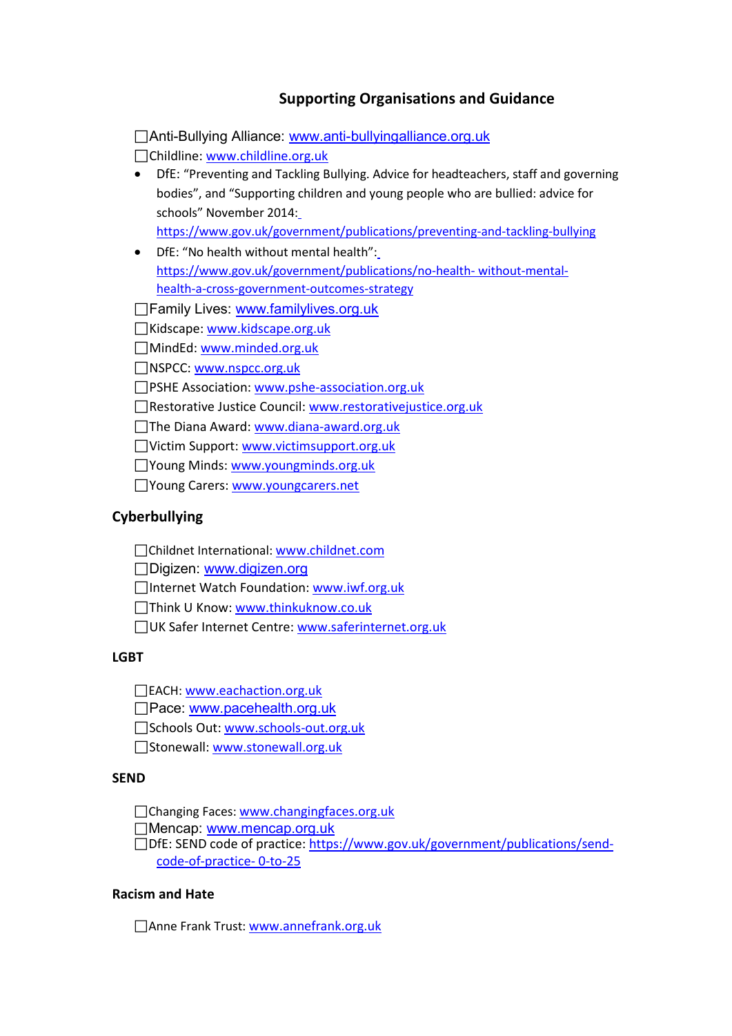## Supporting Organisations and Guidance

- ☐Anti-Bullying Alliance: www.anti-bullyingalliance.org.uk
- ☐Childline: www.childline.org.uk
- DfE: "Preventing and Tackling Bullying. Advice for headteachers, staff and governing bodies", and "Supporting children and young people who are bullied: advice for schools" November 2014: https://www.gov.uk/government/publications/preventing-and-tackling-bullying
- DfE: "No health without mental health": https://www.gov.uk/government/publications/no-health- without-mental-health-a-cross-government-outcomes-strategy
- ☐Family Lives: www.familylives.org.uk
- ☐Kidscape: www.kidscape.org.uk
- ☐MindEd: www.minded.org.uk
- ☐NSPCC: www.nspcc.org.uk
- ☐PSHE Association: www.pshe-association.org.uk
- ☐Restorative Justice Council: www.restorativejustice.org.uk
- ☐The Diana Award: www.diana-award.org.uk
- ☐Victim Support: www.victimsupport.org.uk
- ☐Young Minds: www.youngminds.org.uk
- ☐Young Carers: www.youngcarers.net

### Cyberbullying

- ☐Childnet International: www.childnet.com
- ☐Digizen: www.digizen.org
- ☐Internet Watch Foundation: www.iwf.org.uk
- ☐Think U Know: www.thinkuknow.co.uk
- ☐UK Safer Internet Centre: www.saferinternet.org.uk

### LGBT

- ☐EACH: www.eachaction.org.uk
- ☐Pace: www.pacehealth.org.uk
- ☐Schools Out: www.schools-out.org.uk
- ☐Stonewall: www.stonewall.org.uk

### SEND

- ☐Changing Faces: www.changingfaces.org.uk
- ☐Mencap: www.mencap.org.uk
- ☐DfE: SEND code of practice: https://www.gov.uk/government/publications/send-code-of-practice- 0-to-25

### Racism and Hate

- ☐Anne Frank Trust: www.annefrank.org.uk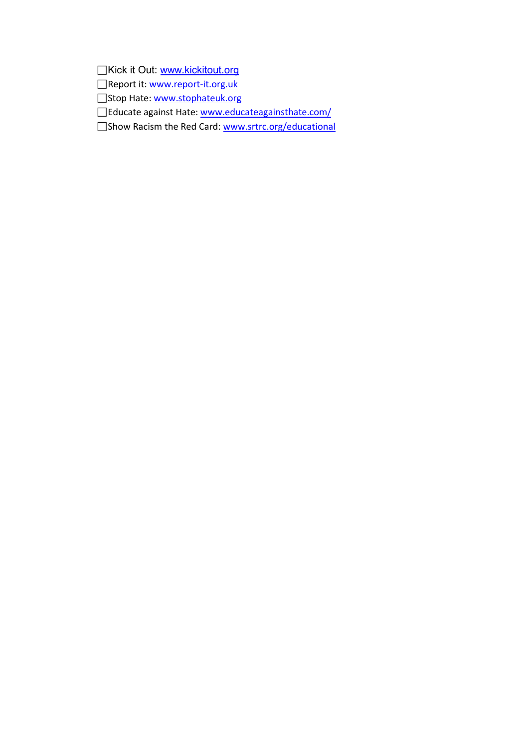- ☐ Kick it Out: www.kickitout.org
- ☐ Report it: www.report-it.org.uk
- ☐ Stop Hate: www.stophateuk.org
- ☐ Educate against Hate: www.educateagainsthate.com/
- ☐ Show Racism the Red Card: www.srtrc.org/educational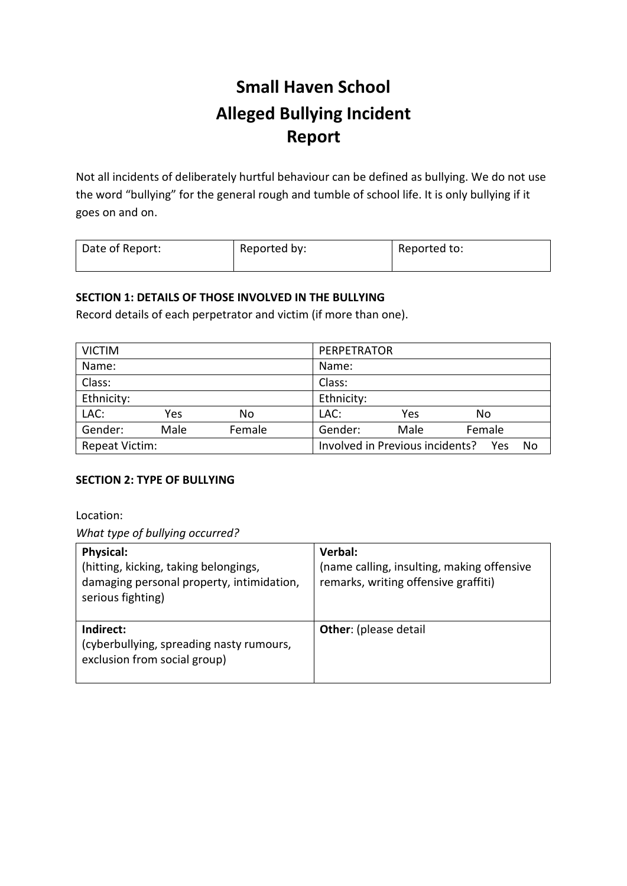# Small Haven School
# Alleged Bullying Incident Report

Not all incidents of deliberately hurtful behaviour can be defined as bullying. We do not use the word “bullying” for the general rough and tumble of school life. It is only bullying if it goes on and on.

| Date of Report: | Reported by: | Reported to: |
|---|---|---|

**SECTION 1: DETAILS OF THOSE INVOLVED IN THE BULLYING**

Record details of each perpetrator and victim (if more than one).

| VICTIM | PERPETRATOR |
|---|---|
| Name: | Name: |
| Class: | Class: |
| Ethnicity: | Ethnicity: |
| LAC: Yes No | LAC: Yes No |
| Gender: Male Female | Gender: Male Female |
| Repeat Victim: | Involved in Previous incidents? Yes No |

**SECTION 2: TYPE OF BULLYING**

Location:

*What type of bullying occurred?*

| **Physical:** (hitting, kicking, taking belongings, damaging personal property, intimidation, serious fighting) | **Verbal:** (name calling, insulting, making offensive remarks, writing offensive graffiti) |
|---|---|
| **Indirect:** (cyberbullying, spreading nasty rumours, exclusion from social group) | **Other**: (please detail |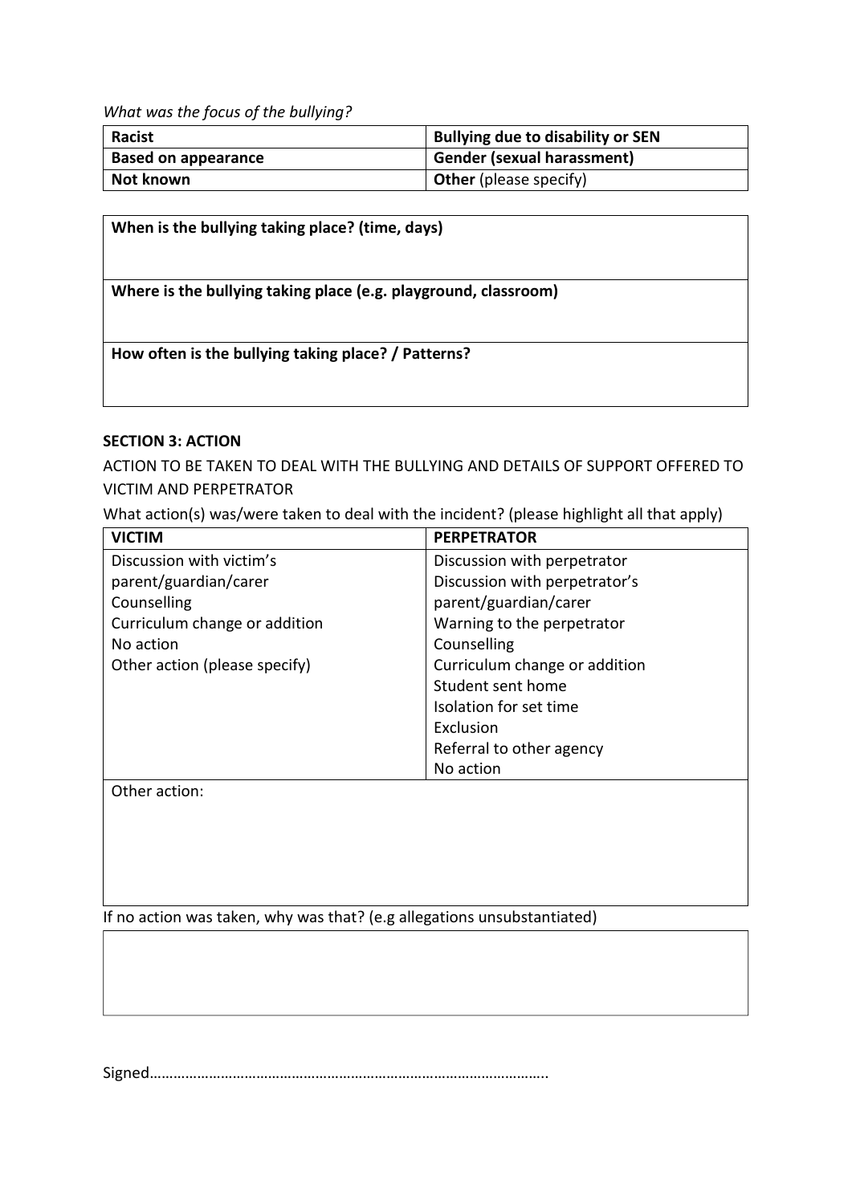*What was the focus of the bullying?*

| | |
|---|---|
| **Racist** | **Bullying due to disability or SEN** |
| **Based on appearance** | **Gender (sexual harassment)** |
| **Not known** | **Other** (please specify) |

| |
|---|
| **When is the bullying taking place? (time, days)** |
| **Where is the bullying taking place (e.g. playground, classroom)** |
| **How often is the bullying taking place? / Patterns?** |

**SECTION 3: ACTION**

ACTION TO BE TAKEN TO DEAL WITH THE BULLYING AND DETAILS OF SUPPORT OFFERED TO VICTIM AND PERPETRATOR

What action(s) was/were taken to deal with the incident? (please highlight all that apply)

| VICTIM | PERPETRATOR |
|---|---|
| Discussion with victim's parent/guardian/carer | Discussion with perpetrator |
| Counselling | Discussion with perpetrator's parent/guardian/carer |
| Curriculum change or addition | Warning to the perpetrator |
| No action | Counselling |
| Other action (please specify) | Curriculum change or addition |
| | Student sent home |
| | Isolation for set time |
| | Exclusion |
| | Referral to other agency |
| | No action |
| Other action: | |

If no action was taken, why was that? (e.g allegations unsubstantiated)

| |
|---|
| |

Signed……………………………………………………………………………………..